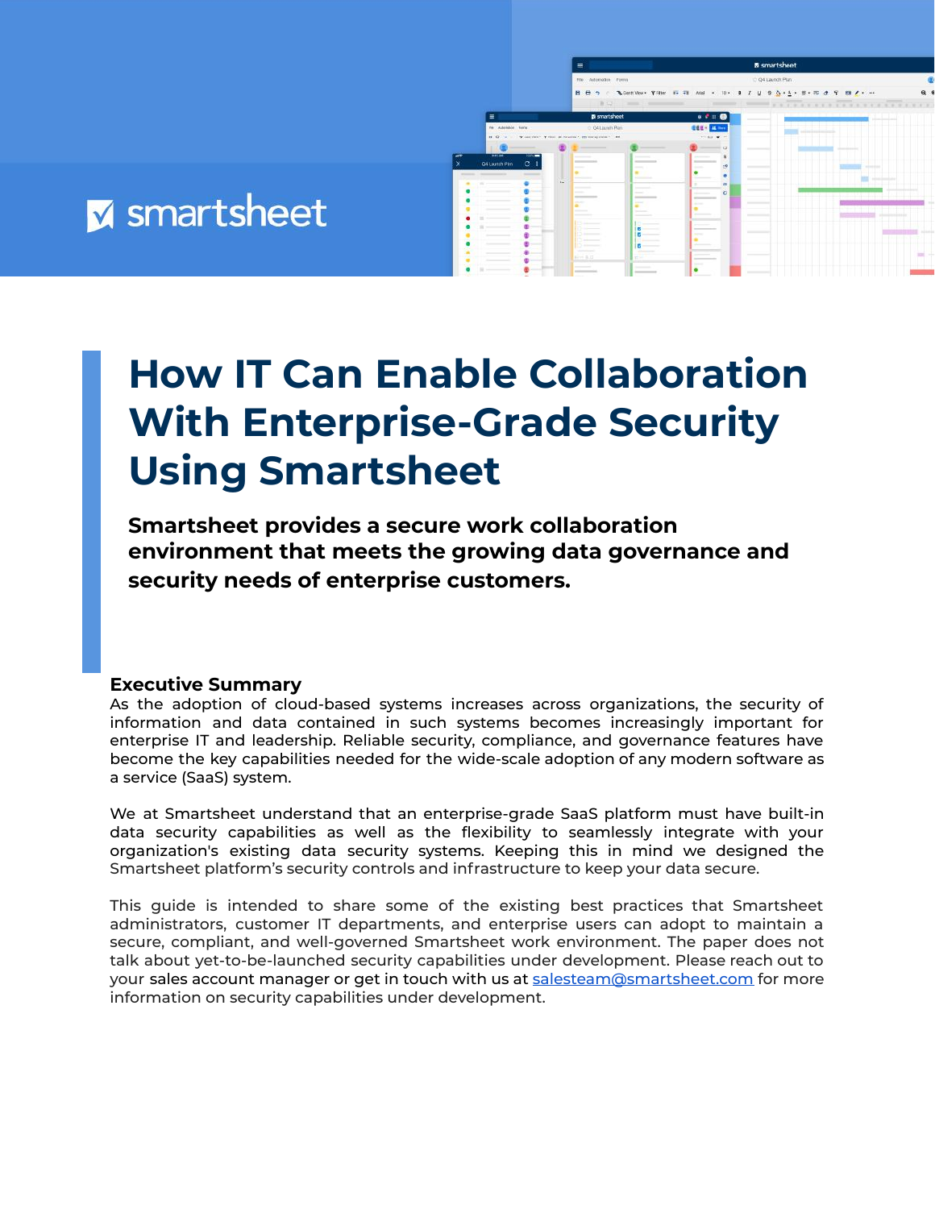smartsheet

# How IT Can Enable Collaboration With Enterprise-Grade Security Using Smartsheet

**Smartsheet provides a secure work collaboration environment that meets the growing data governance and security needs of enterprise customers.**

## Executive Summary

As the adoption of cloud-based systems increases across organizations, the security of information and data contained in such systems becomes increasingly important for enterprise IT and leadership. Reliable security, compliance, and governance features have become the key capabilities needed for the wide-scale adoption of any modern software as a service (SaaS) system.

We at Smartsheet understand that an enterprise-grade SaaS platform must have built-in data security capabilities as well as the flexibility to seamlessly integrate with your organization's existing data security systems. Keeping this in mind we designed the Smartsheet platform's security controls and infrastructure to keep your data secure.

This guide is intended to share some of the existing best practices that Smartsheet administrators, customer IT departments, and enterprise users can adopt to maintain a secure, compliant, and well-governed Smartsheet work environment. The paper does not talk about yet-to-be-launched security capabilities under development. Please reach out to your sales account manager or get in touch with us at [salesteam@smartsheet.com](mailto:salesteam@smartsheet.com) for more information on security capabilities under development.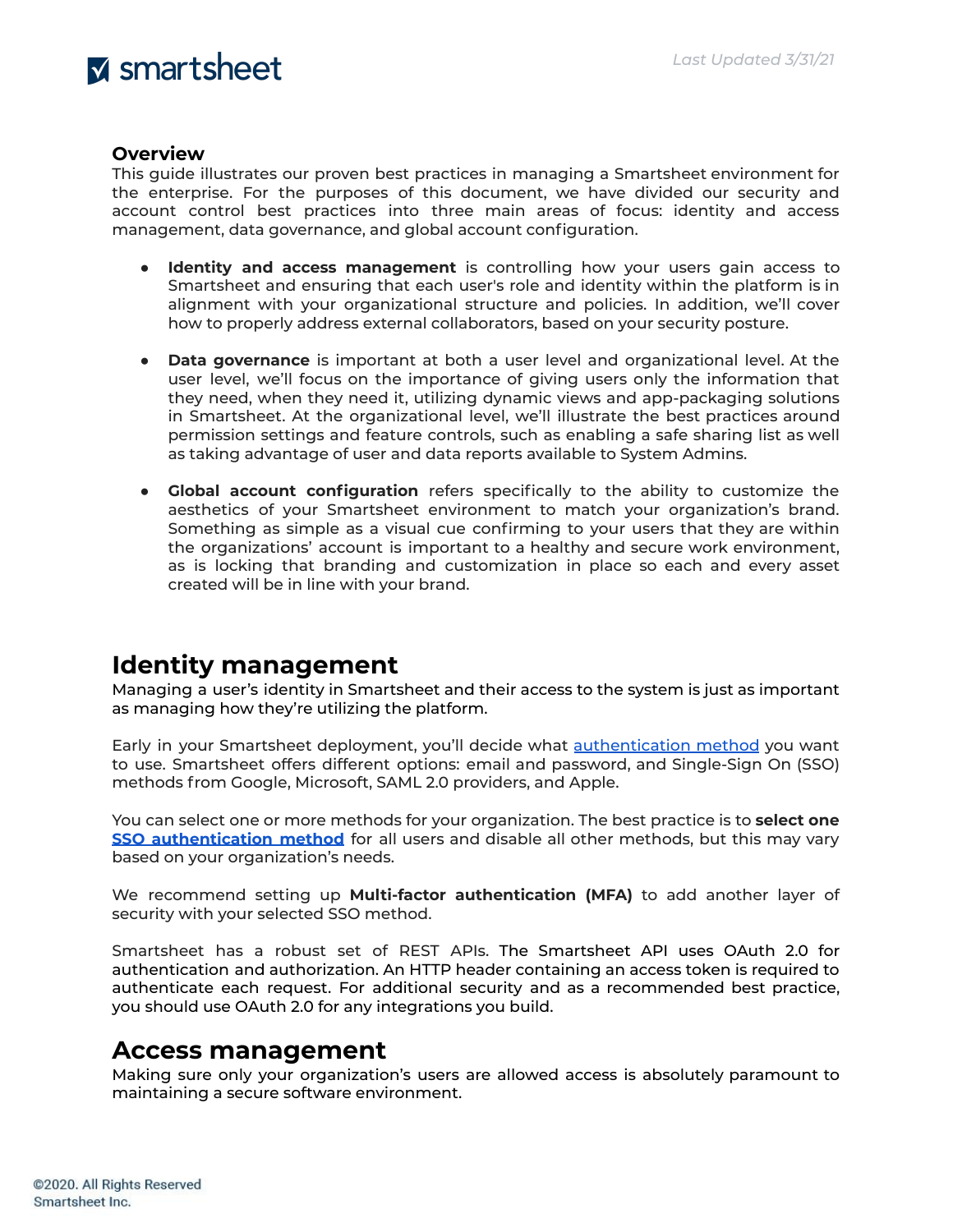## Overview

This guide illustrates our proven best practices in managing a Smartsheet environment for the enterprise. For the purposes of this document, we have divided our security and account control best practices into three main areas of focus: identity and access management, data governance, and global account configuration.

- **Identity and access management** is controlling how your users gain access to Smartsheet and ensuring that each user's role and identity within the platform is in alignment with your organizational structure and policies. In addition, we'll cover how to properly address external collaborators, based on your security posture.

- **Data governance** is important at both a user level and organizational level. At the user level, we'll focus on the importance of giving users only the information that they need, when they need it, utilizing dynamic views and app-packaging solutions in Smartsheet. At the organizational level, we'll illustrate the best practices around permission settings and feature controls, such as enabling a safe sharing list as well as taking advantage of user and data reports available to System Admins.

- **Global account configuration** refers specifically to the ability to customize the aesthetics of your Smartsheet environment to match your organization's brand. Something as simple as a visual cue confirming to your users that they are within the organizations' account is important to a healthy and secure work environment, as is locking that branding and customization in place so each and every asset created will be in line with your brand.

# Identity management

Managing a user's identity in Smartsheet and their access to the system is just as important as managing how they're utilizing the platform.

Early in your Smartsheet deployment, you'll decide what authentication method you want to use. Smartsheet offers different options: email and password, and Single-Sign On (SSO) methods from Google, Microsoft, SAML 2.0 providers, and Apple.

You can select one or more methods for your organization. The best practice is to **select one SSO authentication method** for all users and disable all other methods, but this may vary based on your organization's needs.

We recommend setting up **Multi-factor authentication (MFA)** to add another layer of security with your selected SSO method.

Smartsheet has a robust set of REST APIs. The Smartsheet API uses OAuth 2.0 for authentication and authorization. An HTTP header containing an access token is required to authenticate each request. For additional security and as a recommended best practice, you should use OAuth 2.0 for any integrations you build.

# Access management

Making sure only your organization's users are allowed access is absolutely paramount to maintaining a secure software environment.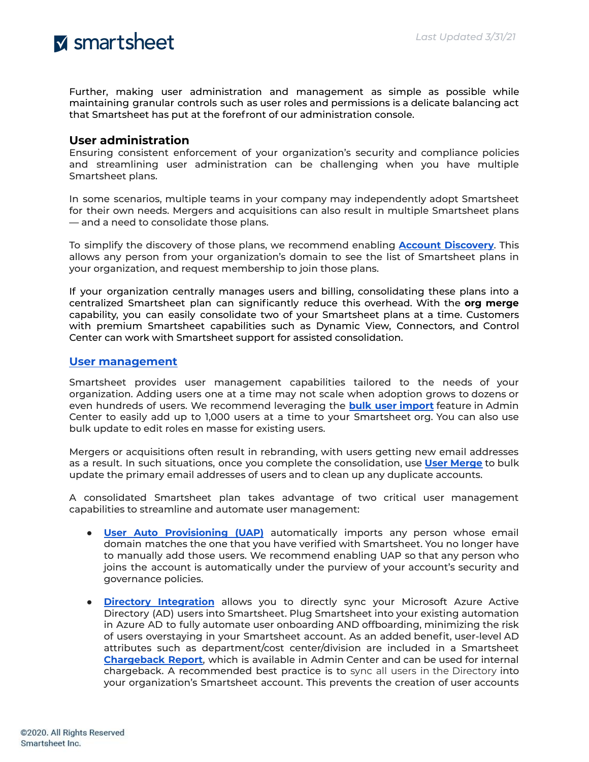Further, making user administration and management as simple as possible while maintaining granular controls such as user roles and permissions is a delicate balancing act that Smartsheet has put at the forefront of our administration console.

## User administration

Ensuring consistent enforcement of your organization's security and compliance policies and streamlining user administration can be challenging when you have multiple Smartsheet plans.

In some scenarios, multiple teams in your company may independently adopt Smartsheet for their own needs. Mergers and acquisitions can also result in multiple Smartsheet plans — and a need to consolidate those plans.

To simplify the discovery of those plans, we recommend enabling **Account Discovery**. This allows any person from your organization's domain to see the list of Smartsheet plans in your organization, and request membership to join those plans.

If your organization centrally manages users and billing, consolidating these plans into a centralized Smartsheet plan can significantly reduce this overhead. With the **org merge** capability, you can easily consolidate two of your Smartsheet plans at a time. Customers with premium Smartsheet capabilities such as Dynamic View, Connectors, and Control Center can work with Smartsheet support for assisted consolidation.

### User management

Smartsheet provides user management capabilities tailored to the needs of your organization. Adding users one at a time may not scale when adoption grows to dozens or even hundreds of users. We recommend leveraging the **bulk user import** feature in Admin Center to easily add up to 1,000 users at a time to your Smartsheet org. You can also use bulk update to edit roles en masse for existing users.

Mergers or acquisitions often result in rebranding, with users getting new email addresses as a result. In such situations, once you complete the consolidation, use **User Merge** to bulk update the primary email addresses of users and to clean up any duplicate accounts.

A consolidated Smartsheet plan takes advantage of two critical user management capabilities to streamline and automate user management:

- **User Auto Provisioning (UAP)** automatically imports any person whose email domain matches the one that you have verified with Smartsheet. You no longer have to manually add those users. We recommend enabling UAP so that any person who joins the account is automatically under the purview of your account's security and governance policies.

- **Directory Integration** allows you to directly sync your Microsoft Azure Active Directory (AD) users into Smartsheet. Plug Smartsheet into your existing automation in Azure AD to fully automate user onboarding AND offboarding, minimizing the risk of users overstaying in your Smartsheet account. As an added benefit, user-level AD attributes such as department/cost center/division are included in a Smartsheet **Chargeback Report**, which is available in Admin Center and can be used for internal chargeback. A recommended best practice is to sync all users in the Directory into your organization's Smartsheet account. This prevents the creation of user accounts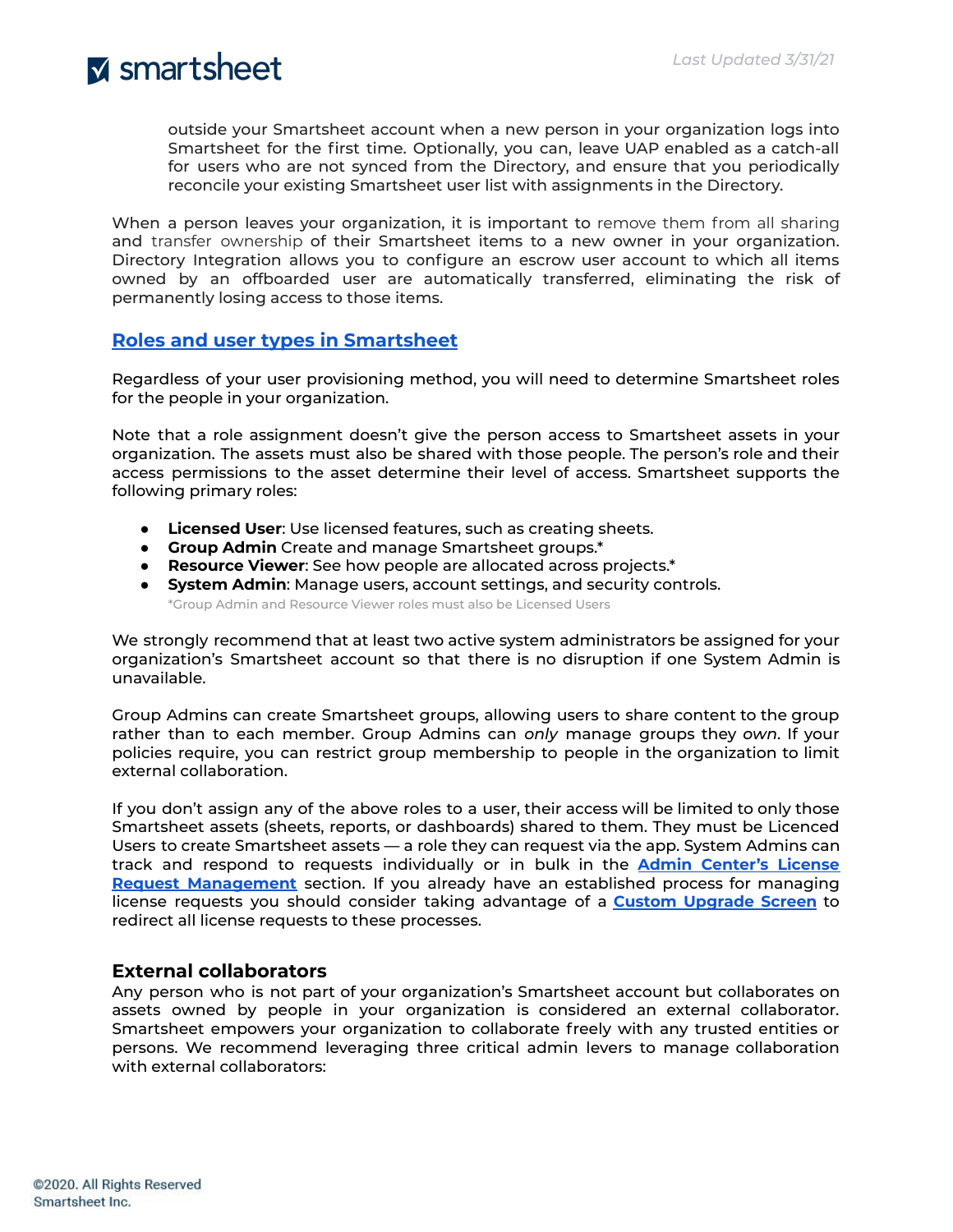outside your Smartsheet account when a new person in your organization logs into Smartsheet for the first time. Optionally, you can, leave UAP enabled as a catch-all for users who are not synced from the Directory, and ensure that you periodically reconcile your existing Smartsheet user list with assignments in the Directory.

When a person leaves your organization, it is important to remove them from all sharing and transfer ownership of their Smartsheet items to a new owner in your organization. Directory Integration allows you to configure an escrow user account to which all items owned by an offboarded user are automatically transferred, eliminating the risk of permanently losing access to those items.

## Roles and user types in Smartsheet

Regardless of your user provisioning method, you will need to determine Smartsheet roles for the people in your organization.

Note that a role assignment doesn't give the person access to Smartsheet assets in your organization. The assets must also be shared with those people. The person's role and their access permissions to the asset determine their level of access. Smartsheet supports the following primary roles:

- **Licensed User**: Use licensed features, such as creating sheets.
- **Group Admin** Create and manage Smartsheet groups.*
- **Resource Viewer**: See how people are allocated across projects.*
- **System Admin**: Manage users, account settings, and security controls.

*Group Admin and Resource Viewer roles must also be Licensed Users

We strongly recommend that at least two active system administrators be assigned for your organization's Smartsheet account so that there is no disruption if one System Admin is unavailable.

Group Admins can create Smartsheet groups, allowing users to share content to the group rather than to each member. Group Admins can *only* manage groups they *own*. If your policies require, you can restrict group membership to people in the organization to limit external collaboration.

If you don't assign any of the above roles to a user, their access will be limited to only those Smartsheet assets (sheets, reports, or dashboards) shared to them. They must be Licenced Users to create Smartsheet assets — a role they can request via the app. System Admins can track and respond to requests individually or in bulk in the **Admin Center's License Request Management** section. If you already have an established process for managing license requests you should consider taking advantage of a **Custom Upgrade Screen** to redirect all license requests to these processes.

### External collaborators

Any person who is not part of your organization's Smartsheet account but collaborates on assets owned by people in your organization is considered an external collaborator. Smartsheet empowers your organization to collaborate freely with any trusted entities or persons. We recommend leveraging three critical admin levers to manage collaboration with external collaborators: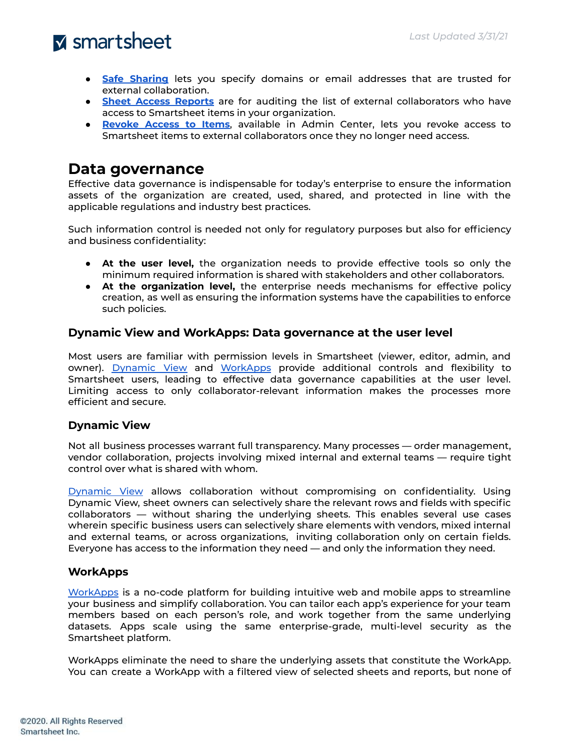- **Safe Sharing** lets you specify domains or email addresses that are trusted for external collaboration.
- **Sheet Access Reports** are for auditing the list of external collaborators who have access to Smartsheet items in your organization.
- **Revoke Access to Items**, available in Admin Center, lets you revoke access to Smartsheet items to external collaborators once they no longer need access.

# Data governance

Effective data governance is indispensable for today's enterprise to ensure the information assets of the organization are created, used, shared, and protected in line with the applicable regulations and industry best practices.

Such information control is needed not only for regulatory purposes but also for efficiency and business confidentiality:

- **At the user level,** the organization needs to provide effective tools so only the minimum required information is shared with stakeholders and other collaborators.
- **At the organization level,** the enterprise needs mechanisms for effective policy creation, as well as ensuring the information systems have the capabilities to enforce such policies.

## Dynamic View and WorkApps: Data governance at the user level

Most users are familiar with permission levels in Smartsheet (viewer, editor, admin, and owner). Dynamic View and WorkApps provide additional controls and flexibility to Smartsheet users, leading to effective data governance capabilities at the user level. Limiting access to only collaborator-relevant information makes the processes more efficient and secure.

## Dynamic View

Not all business processes warrant full transparency. Many processes — order management, vendor collaboration, projects involving mixed internal and external teams — require tight control over what is shared with whom.

Dynamic View allows collaboration without compromising on confidentiality. Using Dynamic View, sheet owners can selectively share the relevant rows and fields with specific collaborators — without sharing the underlying sheets. This enables several use cases wherein specific business users can selectively share elements with vendors, mixed internal and external teams, or across organizations, inviting collaboration only on certain fields. Everyone has access to the information they need — and only the information they need.

## WorkApps

WorkApps is a no-code platform for building intuitive web and mobile apps to streamline your business and simplify collaboration. You can tailor each app's experience for your team members based on each person's role, and work together from the same underlying datasets. Apps scale using the same enterprise-grade, multi-level security as the Smartsheet platform.

WorkApps eliminate the need to share the underlying assets that constitute the WorkApp. You can create a WorkApp with a filtered view of selected sheets and reports, but none of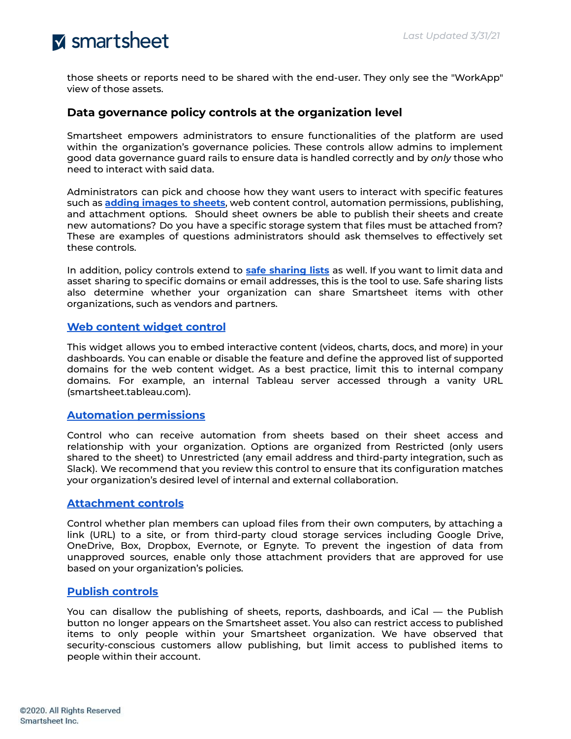those sheets or reports need to be shared with the end-user. They only see the "WorkApp" view of those assets.

### Data governance policy controls at the organization level

Smartsheet empowers administrators to ensure functionalities of the platform are used within the organization's governance policies. These controls allow admins to implement good data governance guard rails to ensure data is handled correctly and by *only* those who need to interact with said data.

Administrators can pick and choose how they want users to interact with specific features such as **adding images to sheets**, web content control, automation permissions, publishing, and attachment options. Should sheet owners be able to publish their sheets and create new automations? Do you have a specific storage system that files must be attached from? These are examples of questions administrators should ask themselves to effectively set these controls.

In addition, policy controls extend to **safe sharing lists** as well. If you want to limit data and asset sharing to specific domains or email addresses, this is the tool to use. Safe sharing lists also determine whether your organization can share Smartsheet items with other organizations, such as vendors and partners.

#### Web content widget control

This widget allows you to embed interactive content (videos, charts, docs, and more) in your dashboards. You can enable or disable the feature and define the approved list of supported domains for the web content widget. As a best practice, limit this to internal company domains. For example, an internal Tableau server accessed through a vanity URL (smartsheet.tableau.com).

#### Automation permissions

Control who can receive automation from sheets based on their sheet access and relationship with your organization. Options are organized from Restricted (only users shared to the sheet) to Unrestricted (any email address and third-party integration, such as Slack). We recommend that you review this control to ensure that its configuration matches your organization's desired level of internal and external collaboration.

#### Attachment controls

Control whether plan members can upload files from their own computers, by attaching a link (URL) to a site, or from third-party cloud storage services including Google Drive, OneDrive, Box, Dropbox, Evernote, or Egnyte. To prevent the ingestion of data from unapproved sources, enable only those attachment providers that are approved for use based on your organization's policies.

#### Publish controls

You can disallow the publishing of sheets, reports, dashboards, and iCal — the Publish button no longer appears on the Smartsheet asset. You also can restrict access to published items to only people within your Smartsheet organization. We have observed that security-conscious customers allow publishing, but limit access to published items to people within their account.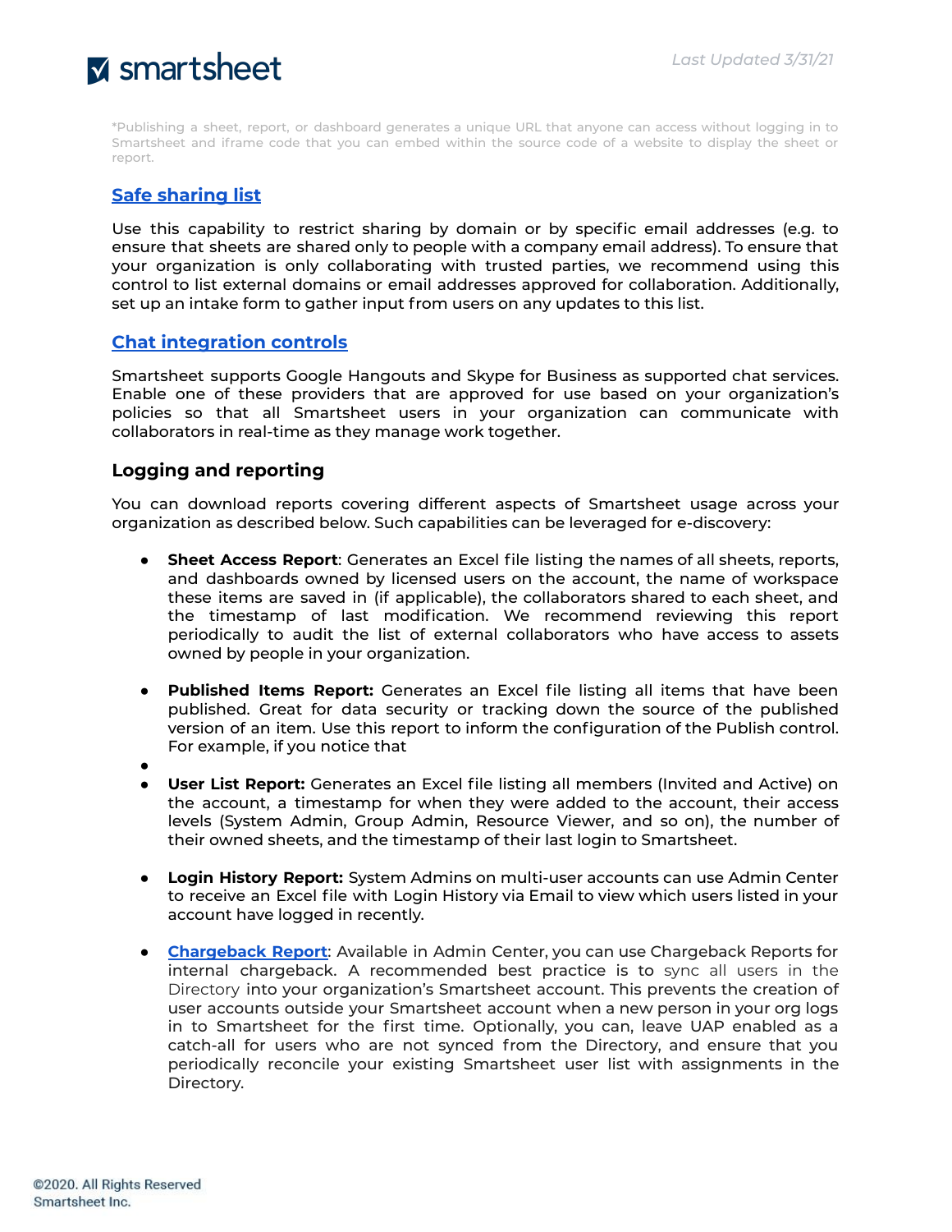*Publishing a sheet, report, or dashboard generates a unique URL that anyone can access without logging in to Smartsheet and iframe code that you can embed within the source code of a website to display the sheet or report.

### Safe sharing list

Use this capability to restrict sharing by domain or by specific email addresses (e.g. to ensure that sheets are shared only to people with a company email address). To ensure that your organization is only collaborating with trusted parties, we recommend using this control to list external domains or email addresses approved for collaboration. Additionally, set up an intake form to gather input from users on any updates to this list.

### Chat integration controls

Smartsheet supports Google Hangouts and Skype for Business as supported chat services. Enable one of these providers that are approved for use based on your organization's policies so that all Smartsheet users in your organization can communicate with collaborators in real-time as they manage work together.

## Logging and reporting

You can download reports covering different aspects of Smartsheet usage across your organization as described below. Such capabilities can be leveraged for e-discovery:

- **Sheet Access Report**: Generates an Excel file listing the names of all sheets, reports, and dashboards owned by licensed users on the account, the name of workspace these items are saved in (if applicable), the collaborators shared to each sheet, and the timestamp of last modification. We recommend reviewing this report periodically to audit the list of external collaborators who have access to assets owned by people in your organization.

- **Published Items Report:** Generates an Excel file listing all items that have been published. Great for data security or tracking down the source of the published version of an item. Use this report to inform the configuration of the Publish control. For example, if you notice that
- 
- **User List Report:** Generates an Excel file listing all members (Invited and Active) on the account, a timestamp for when they were added to the account, their access levels (System Admin, Group Admin, Resource Viewer, and so on), the number of their owned sheets, and the timestamp of their last login to Smartsheet.

- **Login History Report:** System Admins on multi-user accounts can use Admin Center to receive an Excel file with Login History via Email to view which users listed in your account have logged in recently.

- **Chargeback Report**: Available in Admin Center, you can use Chargeback Reports for internal chargeback. A recommended best practice is to sync all users in the Directory into your organization's Smartsheet account. This prevents the creation of user accounts outside your Smartsheet account when a new person in your org logs in to Smartsheet for the first time. Optionally, you can, leave UAP enabled as a catch-all for users who are not synced from the Directory, and ensure that you periodically reconcile your existing Smartsheet user list with assignments in the Directory.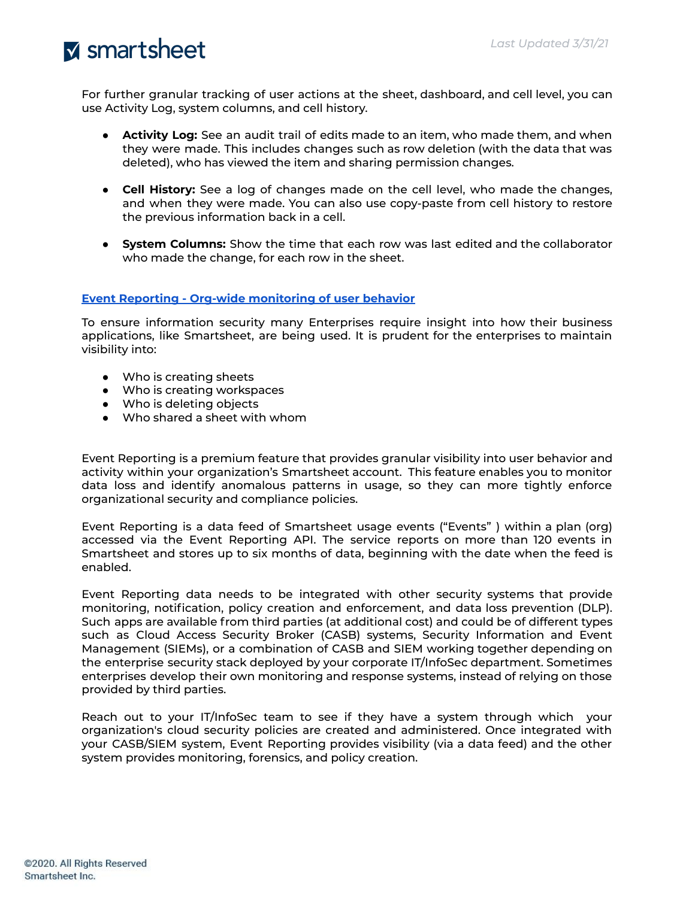For further granular tracking of user actions at the sheet, dashboard, and cell level, you can use Activity Log, system columns, and cell history.

- **Activity Log:** See an audit trail of edits made to an item, who made them, and when they were made. This includes changes such as row deletion (with the data that was deleted), who has viewed the item and sharing permission changes.
- **Cell History:** See a log of changes made on the cell level, who made the changes, and when they were made. You can also use copy-paste from cell history to restore the previous information back in a cell.
- **System Columns:** Show the time that each row was last edited and the collaborator who made the change, for each row in the sheet.

## Event Reporting - Org-wide monitoring of user behavior

To ensure information security many Enterprises require insight into how their business applications, like Smartsheet, are being used. It is prudent for the enterprises to maintain visibility into:

- Who is creating sheets
- Who is creating workspaces
- Who is deleting objects
- Who shared a sheet with whom

Event Reporting is a premium feature that provides granular visibility into user behavior and activity within your organization's Smartsheet account. This feature enables you to monitor data loss and identify anomalous patterns in usage, so they can more tightly enforce organizational security and compliance policies.

Event Reporting is a data feed of Smartsheet usage events ("Events" ) within a plan (org) accessed via the Event Reporting API. The service reports on more than 120 events in Smartsheet and stores up to six months of data, beginning with the date when the feed is enabled.

Event Reporting data needs to be integrated with other security systems that provide monitoring, notification, policy creation and enforcement, and data loss prevention (DLP). Such apps are available from third parties (at additional cost) and could be of different types such as Cloud Access Security Broker (CASB) systems, Security Information and Event Management (SIEMs), or a combination of CASB and SIEM working together depending on the enterprise security stack deployed by your corporate IT/InfoSec department. Sometimes enterprises develop their own monitoring and response systems, instead of relying on those provided by third parties.

Reach out to your IT/InfoSec team to see if they have a system through which your organization's cloud security policies are created and administered. Once integrated with your CASB/SIEM system, Event Reporting provides visibility (via a data feed) and the other system provides monitoring, forensics, and policy creation.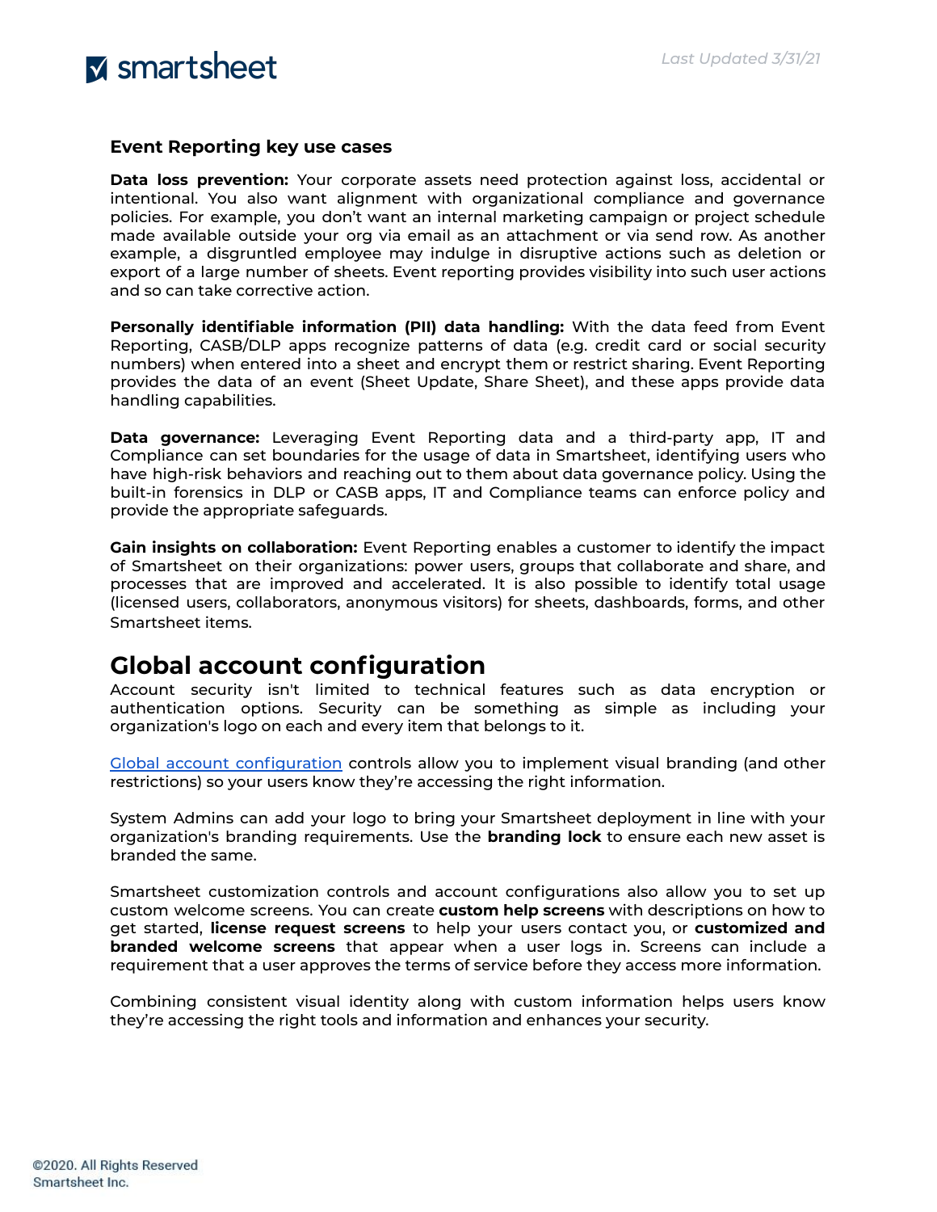### Event Reporting key use cases

**Data loss prevention:** Your corporate assets need protection against loss, accidental or intentional. You also want alignment with organizational compliance and governance policies. For example, you don't want an internal marketing campaign or project schedule made available outside your org via email as an attachment or via send row. As another example, a disgruntled employee may indulge in disruptive actions such as deletion or export of a large number of sheets. Event reporting provides visibility into such user actions and so can take corrective action.

**Personally identifiable information (PII) data handling:** With the data feed from Event Reporting, CASB/DLP apps recognize patterns of data (e.g. credit card or social security numbers) when entered into a sheet and encrypt them or restrict sharing. Event Reporting provides the data of an event (Sheet Update, Share Sheet), and these apps provide data handling capabilities.

**Data governance:** Leveraging Event Reporting data and a third-party app, IT and Compliance can set boundaries for the usage of data in Smartsheet, identifying users who have high-risk behaviors and reaching out to them about data governance policy. Using the built-in forensics in DLP or CASB apps, IT and Compliance teams can enforce policy and provide the appropriate safeguards.

**Gain insights on collaboration:** Event Reporting enables a customer to identify the impact of Smartsheet on their organizations: power users, groups that collaborate and share, and processes that are improved and accelerated. It is also possible to identify total usage (licensed users, collaborators, anonymous visitors) for sheets, dashboards, forms, and other Smartsheet items.

## Global account configuration

Account security isn't limited to technical features such as data encryption or authentication options. Security can be something as simple as including your organization's logo on each and every item that belongs to it.

[Global account configuration](#) controls allow you to implement visual branding (and other restrictions) so your users know they're accessing the right information.

System Admins can add your logo to bring your Smartsheet deployment in line with your organization's branding requirements. Use the **branding lock** to ensure each new asset is branded the same.

Smartsheet customization controls and account configurations also allow you to set up custom welcome screens. You can create **custom help screens** with descriptions on how to get started, **license request screens** to help your users contact you, or **customized and branded welcome screens** that appear when a user logs in. Screens can include a requirement that a user approves the terms of service before they access more information.

Combining consistent visual identity along with custom information helps users know they're accessing the right tools and information and enhances your security.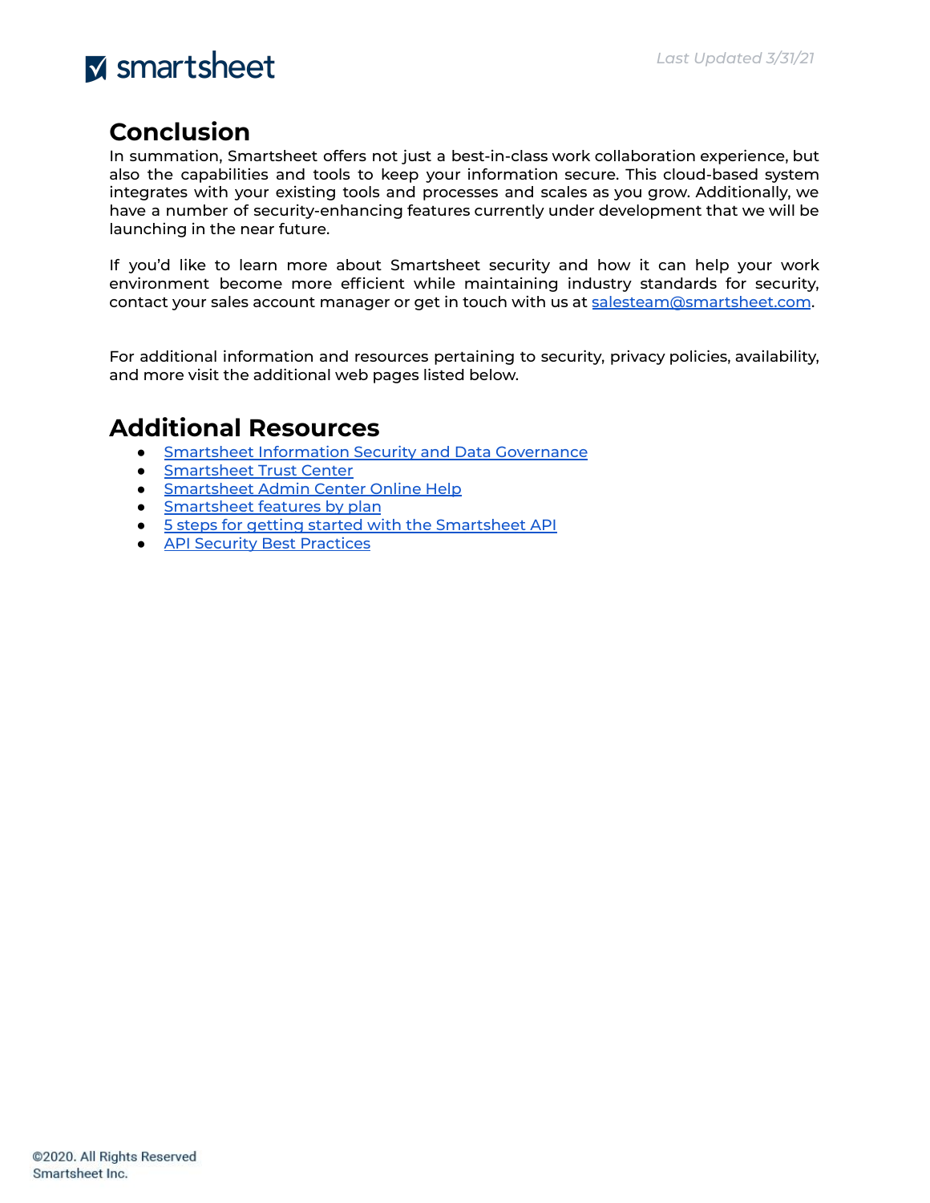## Conclusion

In summation, Smartsheet offers not just a best-in-class work collaboration experience, but also the capabilities and tools to keep your information secure. This cloud-based system integrates with your existing tools and processes and scales as you grow. Additionally, we have a number of security-enhancing features currently under development that we will be launching in the near future.

If you'd like to learn more about Smartsheet security and how it can help your work environment become more efficient while maintaining industry standards for security, contact your sales account manager or get in touch with us at salesteam@smartsheet.com.

For additional information and resources pertaining to security, privacy policies, availability, and more visit the additional web pages listed below.

## Additional Resources

- Smartsheet Information Security and Data Governance
- Smartsheet Trust Center
- Smartsheet Admin Center Online Help
- Smartsheet features by plan
- 5 steps for getting started with the Smartsheet API
- API Security Best Practices